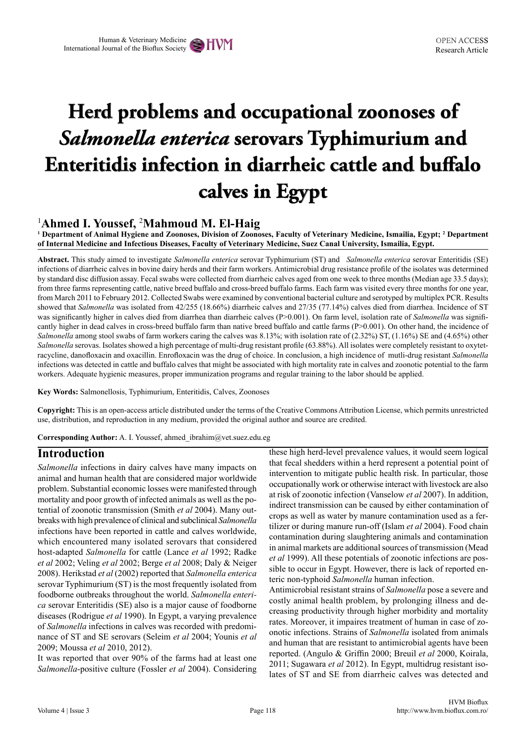# Herd problems and occupational zoonoses of *Salmonella enterica* serovars Typhimurium and Enteritidis infection in diarrheic cattle and buffalo calves in Egypt

[1]**Ahmed I. Youssef**, [2]**Mahmoud M. El-Haig**

**[1] Department of Animal Hygiene and Zoonoses, Division of Zoonoses, Faculty of Veterinary Medicine, Ismailia, Egypt; [2] Department of Internal Medicine and Infectious Diseases, Faculty of Veterinary Medicine, Suez Canal University, Ismailia, Egypt.**

**Abstract.** This study aimed to investigate *Salmonella enterica* serovar Typhimurium (ST) and *Salmonella enterica* serovar Enteritidis (SE) infections of diarrheic calves in bovine dairy herds and their farm workers. Antimicrobial drug resistance profile of the isolates was determined by standard disc diffusion assay. Fecal swabs were collected from diarrheic calves aged from one week to three months (Median age 33.5 days); from three farms representing cattle, native breed buffalo and cross-breed buffalo farms. Each farm was visited every three months for one year, from March 2011 to February 2012. Collected Swabs were examined by conventional bacterial culture and serotyped by multiplex PCR. Results showed that *Salmonella* was isolated from 42/255 (18.66%) diarrheic calves and 27/35 (77.14%) calves died from diarrhea. Incidence of ST was significantly higher in calves died from diarrhea than diarrheic calves (P>0.001). On farm level, isolation rate of *Salmonella* was significantly higher in dead calves in cross-breed buffalo farm than native breed buffalo and cattle farms (P>0.001). On other hand, the incidence of *Salmonella* among stool swabs of farm workers caring the calves was 8.13%; with isolation rate of (2.32%) ST, (1.16%) SE and (4.65%) other *Salmonella* serovas. Isolates showed a high percentage of multi-drug resistant profile (63.88%). All isolates were completely resistant to oxytetracycline, danofloxacin and oxacillin. Enrofloxacin was the drug of choice. In conclusion, a high incidence of mutli-drug resistant *Salmonella* infections was detected in cattle and buffalo calves that might be associated with high mortality rate in calves and zoonotic potential to the farm workers. Adequate hygienic measures, proper immunization programs and regular training to the labor should be applied.

**Key Words:** Salmonellosis, Typhimurium, Enteritidis, Calves, Zoonoses

**Copyright:** This is an open-access article distributed under the terms of the Creative Commons Attribution License, which permits unrestricted use, distribution, and reproduction in any medium, provided the original author and source are credited.

**Corresponding Author:** A. I. Youssef, ahmed_ibrahim@vet.suez.edu.eg

## Introduction

*Salmonella* infections in dairy calves have many impacts on animal and human health that are considered major worldwide problem. Substantial economic losses were manifested through mortality and poor growth of infected animals as well as the potential of zoonotic transmission (Smith *et al* 2004). Many outbreaks with high prevalence of clinical and subclinical *Salmonella* infections have been reported in cattle and calves worldwide, which encountered many isolated serovars that considered host-adapted *Salmonella* for cattle (Lance *et al* 1992; Radke *et al* 2002; Veling *et al* 2002; Berge *et al* 2008; Daly & Neiger 2008). Herikstad *et al* (2002) reported that *Salmonella enterica* serovar Typhimurium (ST) is the most frequently isolated from foodborne outbreaks throughout the world. *Salmonella enterica* serovar Enteritidis (SE) also is a major cause of foodborne diseases (Rodrigue *et al* 1990). In Egypt, a varying prevalence of *Salmonella* infections in calves was recorded with predominance of ST and SE serovars (Seleim *et al* 2004; Younis *et al* 2009; Moussa *et al* 2010, 2012).

It was reported that over 90% of the farms had at least one *Salmonella*-positive culture (Fossler *et al* 2004). Considering these high herd-level prevalence values, it would seem logical that fecal shedders within a herd represent a potential point of intervention to mitigate public health risk. In particular, those occupationally work or otherwise interact with livestock are also at risk of zoonotic infection (Vanselow *et al* 2007). In addition, indirect transmission can be caused by either contamination of crops as well as water by manure contamination used as a fertilizer or during manure run-off (Islam *et al* 2004). Food chain contamination during slaughtering animals and contamination in animal markets are additional sources of transmission (Mead *et al* 1999). All these potentials of zoonotic infections are possible to occur in Egypt. However, there is lack of reported enteric non-typhoid *Salmonella* human infection.

Antimicrobial resistant strains of *Salmonella* pose a severe and costly animal health problem, by prolonging illness and decreasing productivity through higher morbidity and mortality rates. Moreover, it impaires treatment of human in case of zoonotic infections. Strains of *Salmonella* isolated from animals and human that are resistant to antimicrobial agents have been reported. (Angulo & Griffin 2000; Breuil *et al* 2000, Koirala, 2011; Sugawara *et al* 2012). In Egypt, multidrug resistant isolates of ST and SE from diarrheic calves was detected and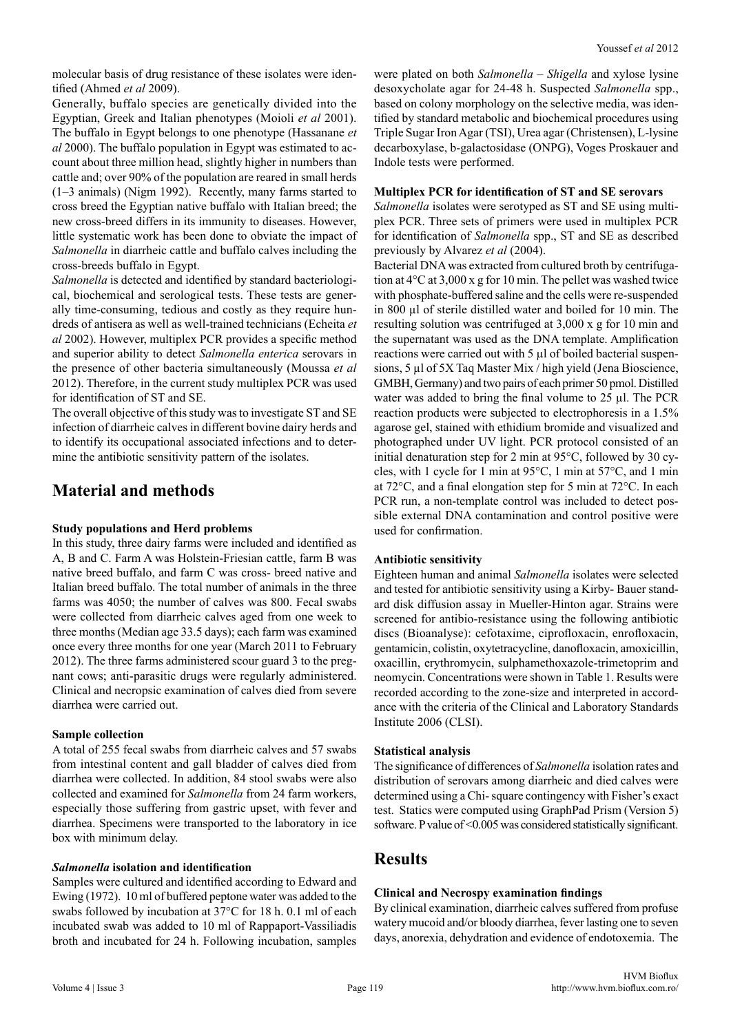molecular basis of drug resistance of these isolates were identified (Ahmed *et al* 2009).

Generally, buffalo species are genetically divided into the Egyptian, Greek and Italian phenotypes (Moioli *et al* 2001). The buffalo in Egypt belongs to one phenotype (Hassanane *et al* 2000). The buffalo population in Egypt was estimated to account about three million head, slightly higher in numbers than cattle and; over 90% of the population are reared in small herds (1–3 animals) (Nigm 1992). Recently, many farms started to cross breed the Egyptian native buffalo with Italian breed; the new cross-breed differs in its immunity to diseases. However, little systematic work has been done to obviate the impact of *Salmonella* in diarrheic cattle and buffalo calves including the cross-breeds buffalo in Egypt.

*Salmonella* is detected and identified by standard bacteriological, biochemical and serological tests. These tests are generally time-consuming, tedious and costly as they require hundreds of antisera as well as well-trained technicians (Echeita *et al* 2002). However, multiplex PCR provides a specific method and superior ability to detect *Salmonella enterica* serovars in the presence of other bacteria simultaneously (Moussa *et al* 2012). Therefore, in the current study multiplex PCR was used for identification of ST and SE.

The overall objective of this study was to investigate ST and SE infection of diarrheic calves in different bovine dairy herds and to identify its occupational associated infections and to determine the antibiotic sensitivity pattern of the isolates.

# Material and methods

### Study populations and Herd problems

In this study, three dairy farms were included and identified as A, B and C. Farm A was Holstein-Friesian cattle, farm B was native breed buffalo, and farm C was cross- breed native and Italian breed buffalo. The total number of animals in the three farms was 4050; the number of calves was 800. Fecal swabs were collected from diarrheic calves aged from one week to three months (Median age 33.5 days); each farm was examined once every three months for one year (March 2011 to February 2012). The three farms administered scour guard 3 to the pregnant cows; anti-parasitic drugs were regularly administered. Clinical and necropsic examination of calves died from severe diarrhea were carried out.

### Sample collection

A total of 255 fecal swabs from diarrheic calves and 57 swabs from intestinal content and gall bladder of calves died from diarrhea were collected. In addition, 84 stool swabs were also collected and examined for *Salmonella* from 24 farm workers, especially those suffering from gastric upset, with fever and diarrhea. Specimens were transported to the laboratory in ice box with minimum delay.

### *Salmonella* isolation and identification

Samples were cultured and identified according to Edward and Ewing (1972). 10 ml of buffered peptone water was added to the swabs followed by incubation at 37°C for 18 h. 0.1 ml of each incubated swab was added to 10 ml of Rappaport-Vassiliadis broth and incubated for 24 h. Following incubation, samples were plated on both *Salmonella* – *Shigella* and xylose lysine desoxycholate agar for 24-48 h. Suspected *Salmonella* spp., based on colony morphology on the selective media, was identified by standard metabolic and biochemical procedures using Triple Sugar Iron Agar (TSI), Urea agar (Christensen), L-lysine decarboxylase, b-galactosidase (ONPG), Voges Proskauer and Indole tests were performed.

### Multiplex PCR for identification of ST and SE serovars

*Salmonella* isolates were serotyped as ST and SE using multiplex PCR. Three sets of primers were used in multiplex PCR for identification of *Salmonella* spp., ST and SE as described previously by Alvarez *et al* (2004).

Bacterial DNA was extracted from cultured broth by centrifugation at 4°C at 3,000 x g for 10 min. The pellet was washed twice with phosphate-buffered saline and the cells were re-suspended in 800 µl of sterile distilled water and boiled for 10 min. The resulting solution was centrifuged at 3,000 x g for 10 min and the supernatant was used as the DNA template. Amplification reactions were carried out with 5 µl of boiled bacterial suspensions, 5 µl of 5X Taq Master Mix / high yield (Jena Bioscience, GMBH, Germany) and two pairs of each primer 50 pmol. Distilled water was added to bring the final volume to 25 µl. The PCR reaction products were subjected to electrophoresis in a 1.5% agarose gel, stained with ethidium bromide and visualized and photographed under UV light. PCR protocol consisted of an initial denaturation step for 2 min at 95°C, followed by 30 cycles, with 1 cycle for 1 min at 95°C, 1 min at 57°C, and 1 min at 72°C, and a final elongation step for 5 min at 72°C. In each PCR run, a non-template control was included to detect possible external DNA contamination and control positive were used for confirmation.

### Antibiotic sensitivity

Eighteen human and animal *Salmonella* isolates were selected and tested for antibiotic sensitivity using a Kirby- Bauer standard disk diffusion assay in Mueller-Hinton agar. Strains were screened for antibio-resistance using the following antibiotic discs (Bioanalyse): cefotaxime, ciprofloxacin, enrofloxacin, gentamicin, colistin, oxytetracycline, danofloxacin, amoxicillin, oxacillin, erythromycin, sulphamethoxazole-trimetoprim and neomycin. Concentrations were shown in Table 1. Results were recorded according to the zone-size and interpreted in accordance with the criteria of the Clinical and Laboratory Standards Institute 2006 (CLSI).

### Statistical analysis

The significance of differences of *Salmonella* isolation rates and distribution of serovars among diarrheic and died calves were determined using a Chi- square contingency with Fisher's exact test. Statics were computed using GraphPad Prism (Version 5) software. P value of <0.005 was considered statistically significant.

# Results

### Clinical and Necrospy examination findings

By clinical examination, diarrheic calves suffered from profuse watery mucoid and/or bloody diarrhea, fever lasting one to seven days, anorexia, dehydration and evidence of endotoxemia. The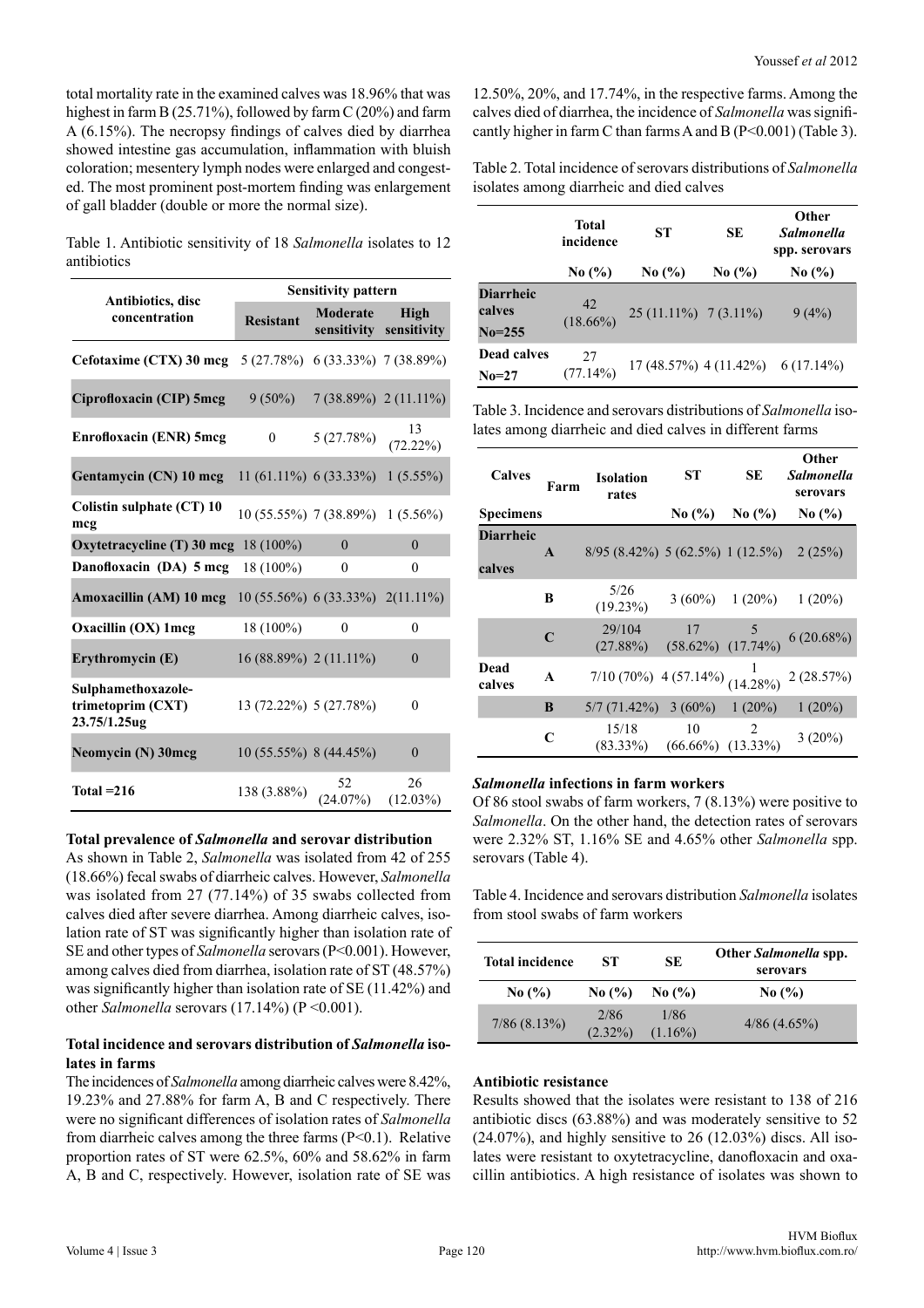total mortality rate in the examined calves was 18.96% that was highest in farm B (25.71%), followed by farm C (20%) and farm A (6.15%). The necropsy findings of calves died by diarrhea showed intestine gas accumulation, inflammation with bluish coloration; mesentery lymph nodes were enlarged and congested. The most prominent post-mortem finding was enlargement of gall bladder (double or more the normal size).

Table 1. Antibiotic sensitivity of 18 *Salmonella* isolates to 12 antibiotics

| Antibiotics, disc concentration | Sensitivity pattern | | |
|---|---|---|---|
| | Resistant | Moderate sensitivity | High sensitivity |
| **Cefotaxime (CTX) 30 mcg** | 5 (27.78%) | 6 (33.33%) | 7 (38.89%) |
| **Ciprofloxacin (CIP) 5mcg** | 9 (50%) | 7 (38.89%) | 2 (11.11%) |
| **Enrofloxacin (ENR) 5mcg** | 0 | 5 (27.78%) | 13 (72.22%) |
| **Gentamycin (CN) 10 mcg** | 11 (61.11%) | 6 (33.33%) | 1 (5.55%) |
| **Colistin sulphate (CT) 10 mcg** | 10 (55.55%) | 7 (38.89%) | 1 (5.56%) |
| **Oxytetracycline (T) 30 mcg** | 18 (100%) | 0 | 0 |
| **Danofloxacin (DA) 5 mcg** | 18 (100%) | 0 | 0 |
| **Amoxacillin (AM) 10 mcg** | 10 (55.56%) | 6 (33.33%) | 2(11.11%) |
| **Oxacillin (OX) 1mcg** | 18 (100%) | 0 | 0 |
| **Erythromycin (E)** | 16 (88.89%) | 2 (11.11%) | 0 |
| **Sulphamethoxazole-trimetoprim (CXT) 23.75/1.25ug** | 13 (72.22%) | 5 (27.78%) | 0 |
| **Neomycin (N) 30mcg** | 10 (55.55%) | 8 (44.45%) | 0 |
| **Total =216** | 138 (3.88%) | 52 (24.07%) | 26 (12.03%) |

### Total prevalence of *Salmonella* and serovar distribution

As shown in Table 2, *Salmonella* was isolated from 42 of 255 (18.66%) fecal swabs of diarrheic calves. However, *Salmonella* was isolated from 27 (77.14%) of 35 swabs collected from calves died after severe diarrhea. Among diarrheic calves, isolation rate of ST was significantly higher than isolation rate of SE and other types of *Salmonella* serovars (P<0.001). However, among calves died from diarrhea, isolation rate of ST (48.57%) was significantly higher than isolation rate of SE (11.42%) and other *Salmonella* serovars (17.14%) (P <0.001).

### Total incidence and serovars distribution of *Salmonella* isolates in farms

The incidences of *Salmonella* among diarrheic calves were 8.42%, 19.23% and 27.88% for farm A, B and C respectively. There were no significant differences of isolation rates of *Salmonella* from diarrheic calves among the three farms (P<0.1). Relative proportion rates of ST were 62.5%, 60% and 58.62% in farm A, B and C, respectively. However, isolation rate of SE was 12.50%, 20%, and 17.74%, in the respective farms. Among the calves died of diarrhea, the incidence of *Salmonella* was significantly higher in farm C than farms A and B (P<0.001) (Table 3).

Table 2. Total incidence of serovars distributions of *Salmonella* isolates among diarrheic and died calves

| | Total incidence | ST | SE | Other *Salmonella* spp. serovars |
|---|---|---|---|---|
| | No (%) | No (%) | No (%) | No (%) |
| **Diarrheic calves No=255** | 42 (18.66%) | 25 (11.11%) | 7 (3.11%) | 9 (4%) |
| **Dead calves No=27** | 27 (77.14%) | 17 (48.57%) | 4 (11.42%) | 6 (17.14%) |

Table 3. Incidence and serovars distributions of *Salmonella* isolates among diarrheic and died calves in different farms

| Calves | Farm | Isolation rates | ST | SE | Other *Salmonella* serovars |
|---|---|---|---|---|---|
| **Specimens** | | | No (%) | No (%) | No (%) |
| **Diarrheic calves** | **A** | 8/95 (8.42%) | 5 (62.5%) | 1 (12.5%) | 2 (25%) |
| | **B** | 5/26 (19.23%) | 3 (60%) | 1 (20%) | 1 (20%) |
| | **C** | 29/104 (27.88%) | 17 (58.62%) | 5 (17.74%) | 6 (20.68%) |
| **Dead calves** | **A** | 7/10 (70%) | 4 (57.14%) | 1 (14.28%) | 2 (28.57%) |
| | **B** | 5/7 (71.42%) | 3 (60%) | 1 (20%) | 1 (20%) |
| | **C** | 15/18 (83.33%) | 10 (66.66%) | 2 (13.33%) | 3 (20%) |

### *Salmonella* infections in farm workers

Of 86 stool swabs of farm workers, 7 (8.13%) were positive to *Salmonella*. On the other hand, the detection rates of serovars were 2.32% ST, 1.16% SE and 4.65% other *Salmonella* spp. serovars (Table 4).

Table 4. Incidence and serovars distribution *Salmonella* isolates from stool swabs of farm workers

| Total incidence | ST | SE | Other *Salmonella* spp. serovars |
|---|---|---|---|
| No (%) | No (%) | No (%) | No (%) |
| 7/86 (8.13%) | 2/86 (2.32%) | 1/86 (1.16%) | 4/86 (4.65%) |

### Antibiotic resistance

Results showed that the isolates were resistant to 138 of 216 antibiotic discs (63.88%) and was moderately sensitive to 52 (24.07%), and highly sensitive to 26 (12.03%) discs. All isolates were resistant to oxytetracycline, danofloxacin and oxacillin antibiotics. A high resistance of isolates was shown to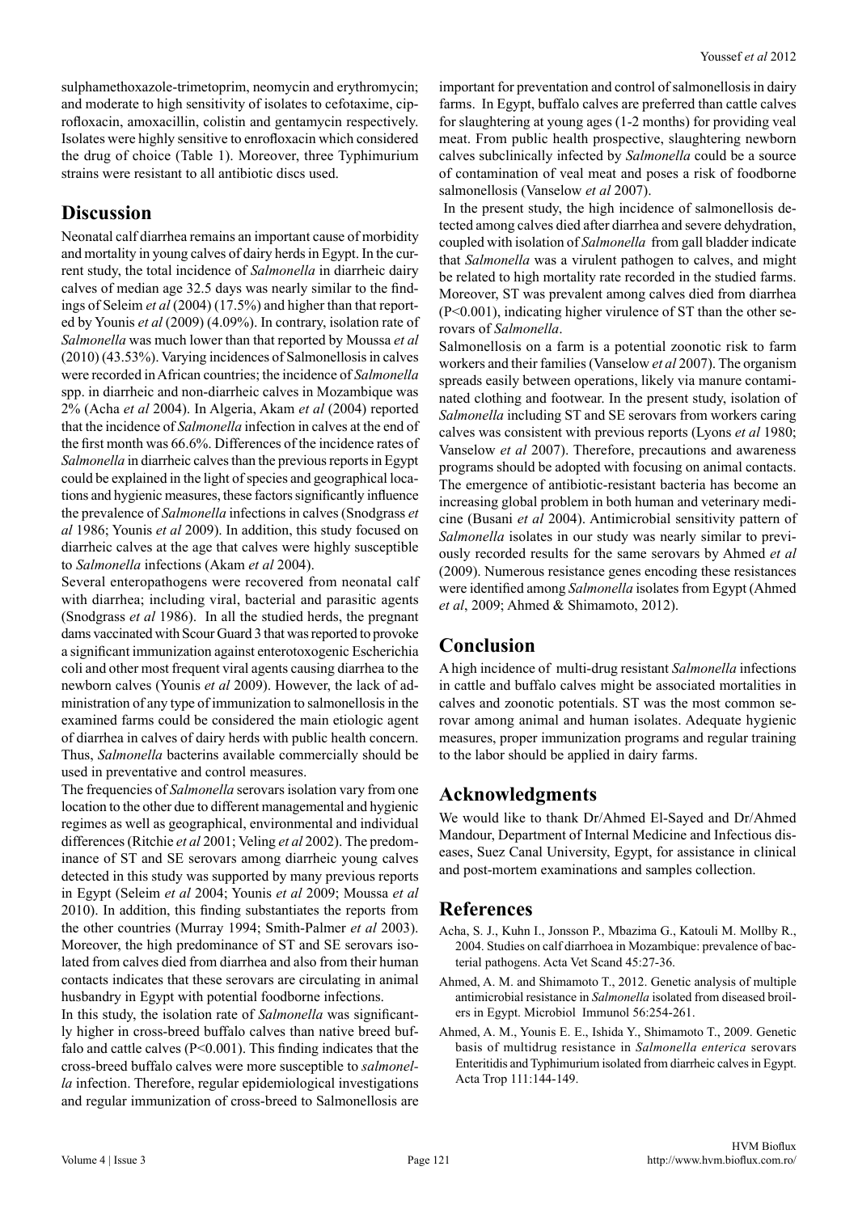sulphamethoxazole-trimetoprim, neomycin and erythromycin; and moderate to high sensitivity of isolates to cefotaxime, ciprofloxacin, amoxacillin, colistin and gentamycin respectively. Isolates were highly sensitive to enrofloxacin which considered the drug of choice (Table 1). Moreover, three Typhimurium strains were resistant to all antibiotic discs used.

## Discussion

Neonatal calf diarrhea remains an important cause of morbidity and mortality in young calves of dairy herds in Egypt. In the current study, the total incidence of *Salmonella* in diarrheic dairy calves of median age 32.5 days was nearly similar to the findings of Seleim *et al* (2004) (17.5%) and higher than that reported by Younis *et al* (2009) (4.09%). In contrary, isolation rate of *Salmonella* was much lower than that reported by Moussa *et al* (2010) (43.53%). Varying incidences of Salmonellosis in calves were recorded in African countries; the incidence of *Salmonella* spp. in diarrheic and non-diarrheic calves in Mozambique was 2% (Acha *et al* 2004). In Algeria, Akam *et al* (2004) reported that the incidence of *Salmonella* infection in calves at the end of the first month was 66.6%. Differences of the incidence rates of *Salmonella* in diarrheic calves than the previous reports in Egypt could be explained in the light of species and geographical locations and hygienic measures, these factors significantly influence the prevalence of *Salmonella* infections in calves (Snodgrass *et al* 1986; Younis *et al* 2009). In addition, this study focused on diarrheic calves at the age that calves were highly susceptible to *Salmonella* infections (Akam *et al* 2004).

Several enteropathogens were recovered from neonatal calf with diarrhea; including viral, bacterial and parasitic agents (Snodgrass *et al* 1986). In all the studied herds, the pregnant dams vaccinated with Scour Guard 3 that was reported to provoke a significant immunization against enterotoxogenic Escherichia coli and other most frequent viral agents causing diarrhea to the newborn calves (Younis *et al* 2009). However, the lack of administration of any type of immunization to salmonellosis in the examined farms could be considered the main etiologic agent of diarrhea in calves of dairy herds with public health concern. Thus, *Salmonella* bacterins available commercially should be used in preventative and control measures.

The frequencies of *Salmonella* serovars isolation vary from one location to the other due to different managemental and hygienic regimes as well as geographical, environmental and individual differences (Ritchie *et al* 2001; Veling *et al* 2002). The predominance of ST and SE serovars among diarrheic young calves detected in this study was supported by many previous reports in Egypt (Seleim *et al* 2004; Younis *et al* 2009; Moussa *et al* 2010). In addition, this finding substantiates the reports from the other countries (Murray 1994; Smith-Palmer *et al* 2003). Moreover, the high predominance of ST and SE serovars isolated from calves died from diarrhea and also from their human contacts indicates that these serovars are circulating in animal husbandry in Egypt with potential foodborne infections.

In this study, the isolation rate of *Salmonella* was significantly higher in cross-breed buffalo calves than native breed buffalo and cattle calves (P<0.001). This finding indicates that the cross-breed buffalo calves were more susceptible to *salmonella* infection. Therefore, regular epidemiological investigations and regular immunization of cross-breed to Salmonellosis are important for preventation and control of salmonellosis in dairy farms. In Egypt, buffalo calves are preferred than cattle calves for slaughtering at young ages (1-2 months) for providing veal meat. From public health prospective, slaughtering newborn calves subclinically infected by *Salmonella* could be a source of contamination of veal meat and poses a risk of foodborne salmonellosis (Vanselow *et al* 2007).

In the present study, the high incidence of salmonellosis detected among calves died after diarrhea and severe dehydration, coupled with isolation of *Salmonella* from gall bladder indicate that *Salmonella* was a virulent pathogen to calves, and might be related to high mortality rate recorded in the studied farms. Moreover, ST was prevalent among calves died from diarrhea (P<0.001), indicating higher virulence of ST than the other serovars of *Salmonella*.

Salmonellosis on a farm is a potential zoonotic risk to farm workers and their families (Vanselow *et al* 2007). The organism spreads easily between operations, likely via manure contaminated clothing and footwear. In the present study, isolation of *Salmonella* including ST and SE serovars from workers caring calves was consistent with previous reports (Lyons *et al* 1980; Vanselow *et al* 2007). Therefore, precautions and awareness programs should be adopted with focusing on animal contacts. The emergence of antibiotic-resistant bacteria has become an increasing global problem in both human and veterinary medicine (Busani *et al* 2004). Antimicrobial sensitivity pattern of *Salmonella* isolates in our study was nearly similar to previously recorded results for the same serovars by Ahmed *et al* (2009). Numerous resistance genes encoding these resistances were identified among *Salmonella* isolates from Egypt (Ahmed *et al*, 2009; Ahmed & Shimamoto, 2012).

## Conclusion

A high incidence of multi-drug resistant *Salmonella* infections in cattle and buffalo calves might be associated mortalities in calves and zoonotic potentials. ST was the most common serovar among animal and human isolates. Adequate hygienic measures, proper immunization programs and regular training to the labor should be applied in dairy farms.

## Acknowledgments

We would like to thank Dr/Ahmed El-Sayed and Dr/Ahmed Mandour, Department of Internal Medicine and Infectious diseases, Suez Canal University, Egypt, for assistance in clinical and post-mortem examinations and samples collection.

## References

- Acha, S. J., Kuhn I., Jonsson P., Mbazima G., Katouli M. Mollby R., 2004. Studies on calf diarrhoea in Mozambique: prevalence of bacterial pathogens. Acta Vet Scand 45:27-36.
- Ahmed, A. M. and Shimamoto T., 2012. Genetic analysis of multiple antimicrobial resistance in *Salmonella* isolated from diseased broilers in Egypt. Microbiol Immunol 56:254-261.
- Ahmed, A. M., Younis E. E., Ishida Y., Shimamoto T., 2009. Genetic basis of multidrug resistance in *Salmonella enterica* serovars Enteritidis and Typhimurium isolated from diarrheic calves in Egypt. Acta Trop 111:144-149.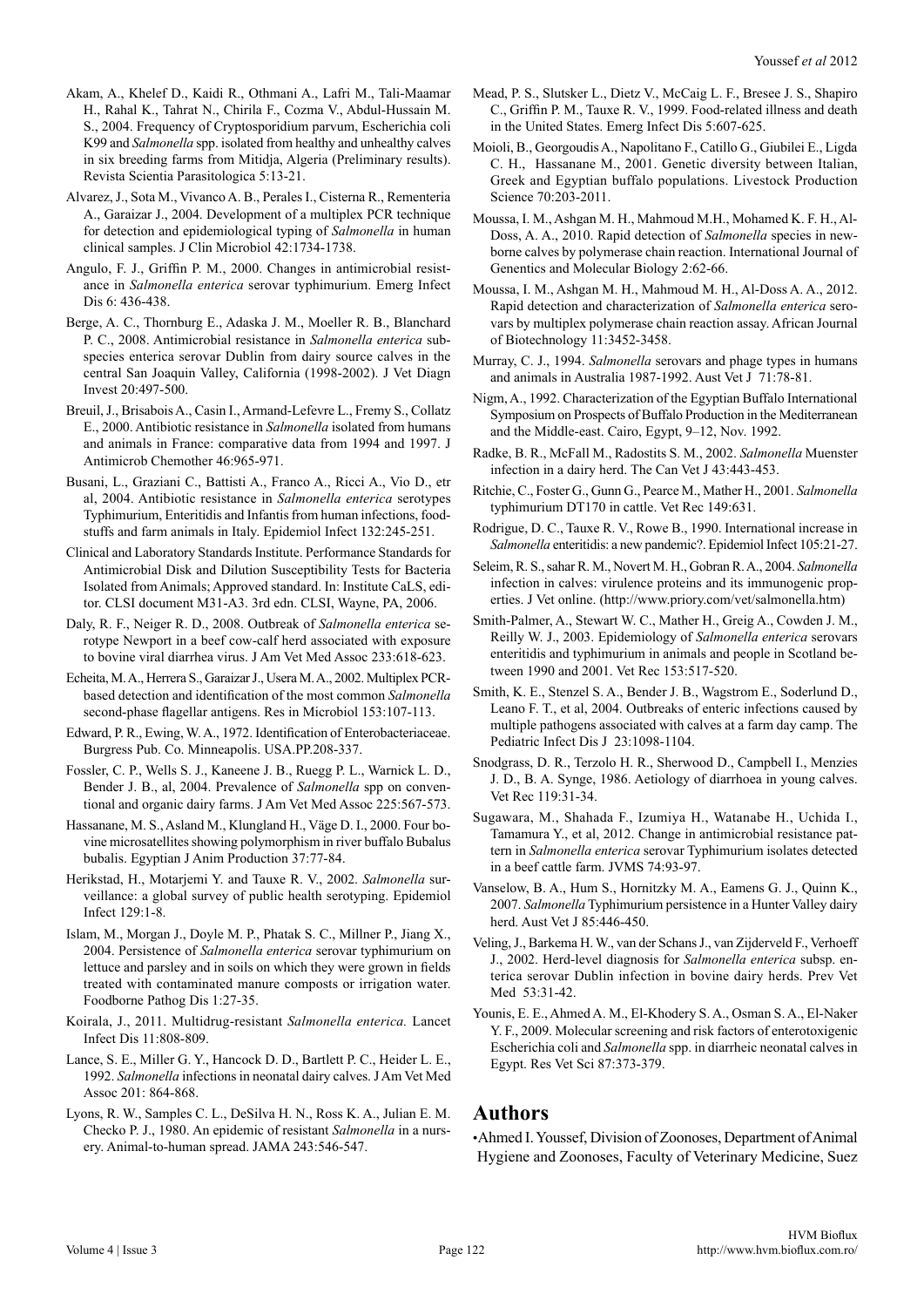Akam, A., Khelef D., Kaidi R., Othmani A., Lafri M., Tali-Maamar H., Rahal K., Tahrat N., Chirila F., Cozma V., Abdul-Hussain M. S., 2004. Frequency of Cryptosporidium parvum, Escherichia coli K99 and *Salmonella* spp. isolated from healthy and unhealthy calves in six breeding farms from Mitidja, Algeria (Preliminary results). Revista Scientia Parasitologica 5:13-21.

Alvarez, J., Sota M., Vivanco A. B., Perales I., Cisterna R., Rementeria A., Garaizar J., 2004. Development of a multiplex PCR technique for detection and epidemiological typing of *Salmonella* in human clinical samples. J Clin Microbiol 42:1734-1738.

Angulo, F. J., Griffin P. M., 2000. Changes in antimicrobial resistance in *Salmonella enterica* serovar typhimurium. Emerg Infect Dis 6: 436-438.

Berge, A. C., Thornburg E., Adaska J. M., Moeller R. B., Blanchard P. C., 2008. Antimicrobial resistance in *Salmonella enterica* subspecies enterica serovar Dublin from dairy source calves in the central San Joaquin Valley, California (1998-2002). J Vet Diagn Invest 20:497-500.

Breuil, J., Brisabois A., Casin I., Armand-Lefevre L., Fremy S., Collatz E., 2000. Antibiotic resistance in *Salmonella* isolated from humans and animals in France: comparative data from 1994 and 1997. J Antimicrob Chemother 46:965-971.

Busani, L., Graziani C., Battisti A., Franco A., Ricci A., Vio D., etr al, 2004. Antibiotic resistance in *Salmonella enterica* serotypes Typhimurium, Enteritidis and Infantis from human infections, foodstuffs and farm animals in Italy. Epidemiol Infect 132:245-251.

Clinical and Laboratory Standards Institute. Performance Standards for Antimicrobial Disk and Dilution Susceptibility Tests for Bacteria Isolated from Animals; Approved standard. In: Institute CaLS, editor. CLSI document M31-A3. 3rd edn. CLSI, Wayne, PA, 2006.

Daly, R. F., Neiger R. D., 2008. Outbreak of *Salmonella enterica* serotype Newport in a beef cow-calf herd associated with exposure to bovine viral diarrhea virus. J Am Vet Med Assoc 233:618-623.

Echeita, M. A., Herrera S., Garaizar J., Usera M. A., 2002. Multiplex PCR-based detection and identification of the most common *Salmonella* second-phase flagellar antigens. Res in Microbiol 153:107-113.

Edward, P. R., Ewing, W. A., 1972. Identification of Enterobacteriaceae. Burgress Pub. Co. Minneapolis. USA.PP.208-337.

Fossler, C. P., Wells S. J., Kaneene J. B., Ruegg P. L., Warnick L. D., Bender J. B., al, 2004. Prevalence of *Salmonella* spp on conventional and organic dairy farms. J Am Vet Med Assoc 225:567-573.

Hassanane, M. S., Asland M., Klungland H., Väge D. I., 2000. Four bovine microsatellites showing polymorphism in river buffalo Bubalus bubalis. Egyptian J Anim Production 37:77-84.

Herikstad, H., Motarjemi Y. and Tauxe R. V., 2002. *Salmonella* surveillance: a global survey of public health serotyping. Epidemiol Infect 129:1-8.

Islam, M., Morgan J., Doyle M. P., Phatak S. C., Millner P., Jiang X., 2004. Persistence of *Salmonella enterica* serovar typhimurium on lettuce and parsley and in soils on which they were grown in fields treated with contaminated manure composts or irrigation water. Foodborne Pathog Dis 1:27-35.

Koirala, J., 2011. Multidrug-resistant *Salmonella enterica.* Lancet Infect Dis 11:808-809.

Lance, S. E., Miller G. Y., Hancock D. D., Bartlett P. C., Heider L. E., 1992. *Salmonella* infections in neonatal dairy calves. J Am Vet Med Assoc 201: 864-868.

Lyons, R. W., Samples C. L., DeSilva H. N., Ross K. A., Julian E. M. Checko P. J., 1980. An epidemic of resistant *Salmonella* in a nursery. Animal-to-human spread. JAMA 243:546-547.

Mead, P. S., Slutsker L., Dietz V., McCaig L. F., Bresee J. S., Shapiro C., Griffin P. M., Tauxe R. V., 1999. Food-related illness and death in the United States. Emerg Infect Dis 5:607-625.

Moioli, B., Georgoudis A., Napolitano F., Catillo G., Giubilei E., Ligda C. H., Hassanane M., 2001. Genetic diversity between Italian, Greek and Egyptian buffalo populations. Livestock Production Science 70:203-2011.

Moussa, I. M., Ashgan M. H., Mahmoud M.H., Mohamed K. F. H., Al-Doss, A. A., 2010. Rapid detection of *Salmonella* species in newborne calves by polymerase chain reaction. International Journal of Genentics and Molecular Biology 2:62-66.

Moussa, I. M., Ashgan M. H., Mahmoud M. H., Al-Doss A. A., 2012. Rapid detection and characterization of *Salmonella enterica* serovars by multiplex polymerase chain reaction assay. African Journal of Biotechnology 11:3452-3458.

Murray, C. J., 1994. *Salmonella* serovars and phage types in humans and animals in Australia 1987-1992. Aust Vet J 71:78-81.

Nigm, A., 1992. Characterization of the Egyptian Buffalo International Symposium on Prospects of Buffalo Production in the Mediterranean and the Middle-east. Cairo, Egypt, 9–12, Nov. 1992.

Radke, B. R., McFall M., Radostits S. M., 2002. *Salmonella* Muenster infection in a dairy herd. The Can Vet J 43:443-453.

Ritchie, C., Foster G., Gunn G., Pearce M., Mather H., 2001. *Salmonella* typhimurium DT170 in cattle. Vet Rec 149:631.

Rodrigue, D. C., Tauxe R. V., Rowe B., 1990. International increase in *Salmonella* enteritidis: a new pandemic?. Epidemiol Infect 105:21-27.

Seleim, R. S., sahar R. M., Novert M. H., Gobran R. A., 2004. *Salmonella* infection in calves: virulence proteins and its immunogenic properties. J Vet online. (http://www.priory.com/vet/salmonella.htm)

Smith-Palmer, A., Stewart W. C., Mather H., Greig A., Cowden J. M., Reilly W. J., 2003. Epidemiology of *Salmonella enterica* serovars enteritidis and typhimurium in animals and people in Scotland between 1990 and 2001. Vet Rec 153:517-520.

Smith, K. E., Stenzel S. A., Bender J. B., Wagstrom E., Soderlund D., Leano F. T., et al, 2004. Outbreaks of enteric infections caused by multiple pathogens associated with calves at a farm day camp. The Pediatric Infect Dis J 23:1098-1104.

Snodgrass, D. R., Terzolo H. R., Sherwood D., Campbell I., Menzies J. D., B. A. Synge, 1986. Aetiology of diarrhoea in young calves. Vet Rec 119:31-34.

Sugawara, M., Shahada F., Izumiya H., Watanabe H., Uchida I., Tamamura Y., et al, 2012. Change in antimicrobial resistance pattern in *Salmonella enterica* serovar Typhimurium isolates detected in a beef cattle farm. JVMS 74:93-97.

Vanselow, B. A., Hum S., Hornitzky M. A., Eamens G. J., Quinn K., 2007. *Salmonella* Typhimurium persistence in a Hunter Valley dairy herd. Aust Vet J 85:446-450.

Veling, J., Barkema H. W., van der Schans J., van Zijderveld F., Verhoeff J., 2002. Herd-level diagnosis for *Salmonella enterica* subsp. enterica serovar Dublin infection in bovine dairy herds. Prev Vet Med 53:31-42.

Younis, E. E., Ahmed A. M., El-Khodery S. A., Osman S. A., El-Naker Y. F., 2009. Molecular screening and risk factors of enterotoxigenic Escherichia coli and *Salmonella* spp. in diarrheic neonatal calves in Egypt. Res Vet Sci 87:373-379.

## Authors

- Ahmed I. Youssef, Division of Zoonoses, Department of Animal Hygiene and Zoonoses, Faculty of Veterinary Medicine, Suez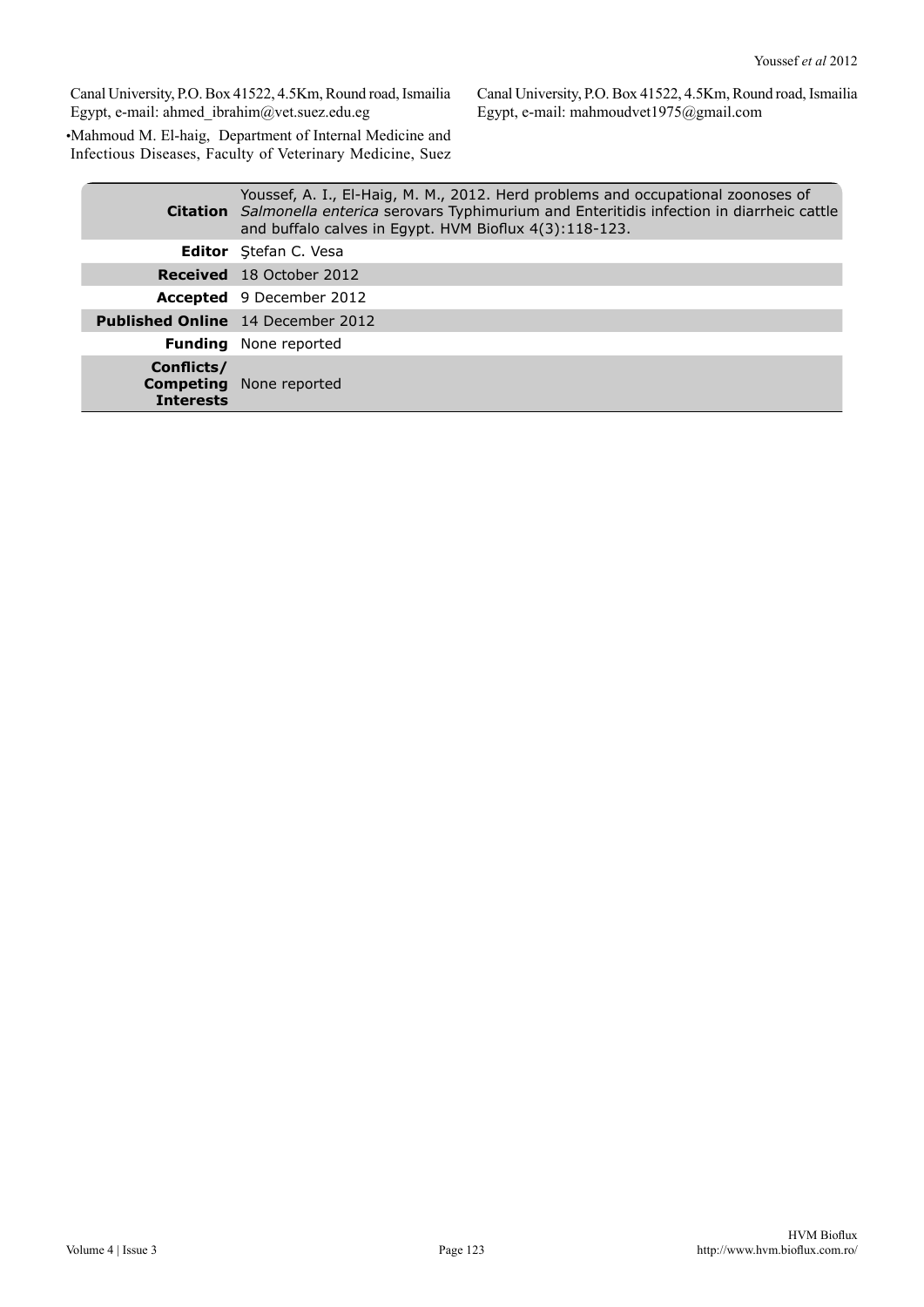Canal University, P.O. Box 41522, 4.5Km, Round road, Ismailia Egypt, e-mail: ahmed_ibrahim@vet.suez.edu.eg

•Mahmoud M. El-haig, Department of Internal Medicine and Infectious Diseases, Faculty of Veterinary Medicine, Suez Canal University, P.O. Box 41522, 4.5Km, Round road, Ismailia Egypt, e-mail: mahmoudvet1975@gmail.com

| | |
|---|---|
| **Citation** | Youssef, A. I., El-Haig, M. M., 2012. Herd problems and occupational zoonoses of *Salmonella enterica* serovars Typhimurium and Enteritidis infection in diarrheic cattle and buffalo calves in Egypt. HVM Bioflux 4(3):118-123. |
| **Editor** | Ştefan C. Vesa |
| **Received** | 18 October 2012 |
| **Accepted** | 9 December 2012 |
| **Published Online** | 14 December 2012 |
| **Funding** | None reported |
| **Conflicts/ Competing Interests** | None reported |